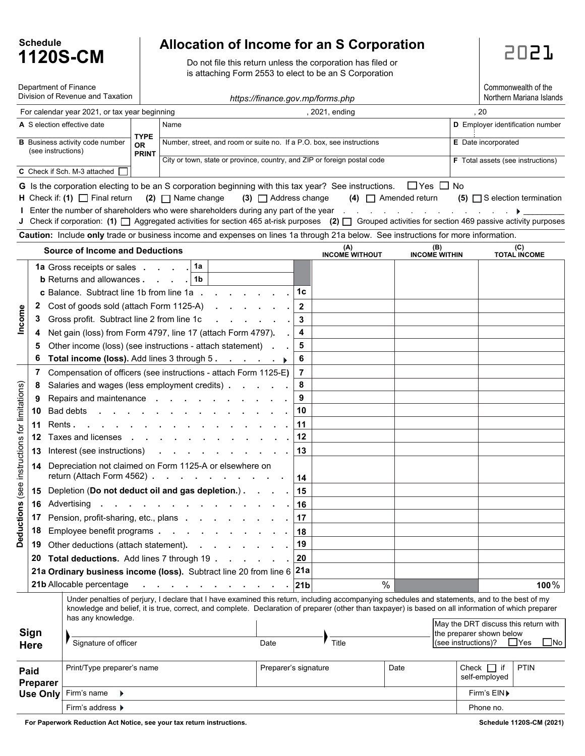# Schedule 1120S-CM

## Allocation of Income for an S Corporation

Do not file this return unless the corporation has filed or is attaching Form 2553 to elect to be an S Corporation

**2021**

Department of Finance
Division of Revenue and Taxation

https://finance.gov.mp/forms.php

Commonwealth of the Northern Mariana Islands

For calendar year 2021, or tax year beginning _______________, 2021, ending _______________, 20____

| | TYPE OR PRINT | |
|---|---|---|
| **A** S election effective date | Name | **D** Employer identification number |
| **B** Business activity code number (see instructions) | Number, street, and room or suite no. If a P.O. box, see instructions | **E** Date incorporated |
| | City or town, state or province, country, and ZIP or foreign postal code | **F** Total assets (see instructions) |
| **C** Check if Sch. M-3 attached ☐ | | |

**G** Is the corporation electing to be an S corporation beginning with this tax year? See instructions. ☐ Yes ☐ No

**H** Check if: **(1)** ☐ Final return **(2)** ☐ Name change **(3)** ☐ Address change **(4)** ☐ Amended return **(5)** ☐ S election termination

**I** Enter the number of shareholders who were shareholders during any part of the year . . . . . . . . . . . . . . . ▶ _________

**J** Check if corporation: **(1)** ☐ Aggregated activities for section 465 at-risk purposes **(2)** ☐ Grouped activities for section 469 passive activity purposes

**Caution:** Include **only** trade or business income and expenses on lines 1a through 21a below. See instructions for more information.

| | **Source of Income and Deductions** | | **(A) INCOME WITHOUT** | **(B) INCOME WITHIN** | **(C) TOTAL INCOME** |
|---|---|---|---|---|---|
| **Income** | **1a** Gross receipts or sales . . . . **1a** | | | | |
| | **b** Returns and allowances . . . . **1b** | | | | |
| | **c** Balance. Subtract line 1b from line 1a . . . . . . . . . | **1c** | | | |
| | **2** Cost of goods sold (attach Form 1125-A) . . . . . . . | **2** | | | |
| | **3** Gross profit. Subtract line 2 from line 1c . . . . . . . | **3** | | | |
| | **4** Net gain (loss) from Form 4797, line 17 (attach Form 4797). . | **4** | | | |
| | **5** Other income (loss) (see instructions - attach statement) . . | **5** | | | |
| | **6** **Total income (loss).** Add lines 3 through 5 . . . . . . ▶ | **6** | | | |
| **Deductions** (see instructions for limitations) | **7** Compensation of officers (see instructions - attach Form 1125-E) | **7** | | | |
| | **8** Salaries and wages (less employment credits) . . . . . | **8** | | | |
| | **9** Repairs and maintenance . . . . . . . . . . . . | **9** | | | |
| | **10** Bad debts . . . . . . . . . . . . . . . . | **10** | | | |
| | **11** Rents . . . . . . . . . . . . . . . . . . | **11** | | | |
| | **12** Taxes and licenses . . . . . . . . . . . . . | **12** | | | |
| | **13** Interest (see instructions) . . . . . . . . . . . | **13** | | | |
| | **14** Depreciation not claimed on Form 1125-A or elsewhere on return (Attach Form 4562) . . . . . . . . . . . | **14** | | | |
| | **15** Depletion (**Do not deduct oil and gas depletion.**) . . . . | **15** | | | |
| | **16** Advertising . . . . . . . . . . . . . . . . | **16** | | | |
| | **17** Pension, profit-sharing, etc., plans . . . . . . . . . | **17** | | | |
| | **18** Employee benefit programs . . . . . . . . . . . | **18** | | | |
| | **19** Other deductions (attach statement). . . . . . . . . | **19** | | | |
| | **20** **Total deductions.** Add lines 7 through 19 . . . . . . . | **20** | | | |
| | **21a** **Ordinary business income (loss).** Subtract line 20 from line 6 | **21a** | | | |
| | **21b** Allocable percentage . . . . . . . . . . . . . | **21b** | % | | **100%** |

**Sign Here**

Under penalties of perjury, I declare that I have examined this return, including accompanying schedules and statements, and to the best of my knowledge and belief, it is true, correct, and complete. Declaration of preparer (other than taxpayer) is based on all information of which preparer has any knowledge.

▶ Signature of officer _______________ Date _______________ ▶ Title _______________

May the DRT discuss this return with the preparer shown below (see instructions)? ☐ Yes ☐ No

**Paid Preparer Use Only**

| Print/Type preparer's name | Preparer's signature | Date | Check ☐ if self-employed | PTIN |
|---|---|---|---|---|
| Firm's name ▶ | | | Firm's EIN ▶ | |
| Firm's address ▶ | | | Phone no. | |

**For Paperwork Reduction Act Notice, see your tax return instructions.** **Schedule 1120S-CM (2021)**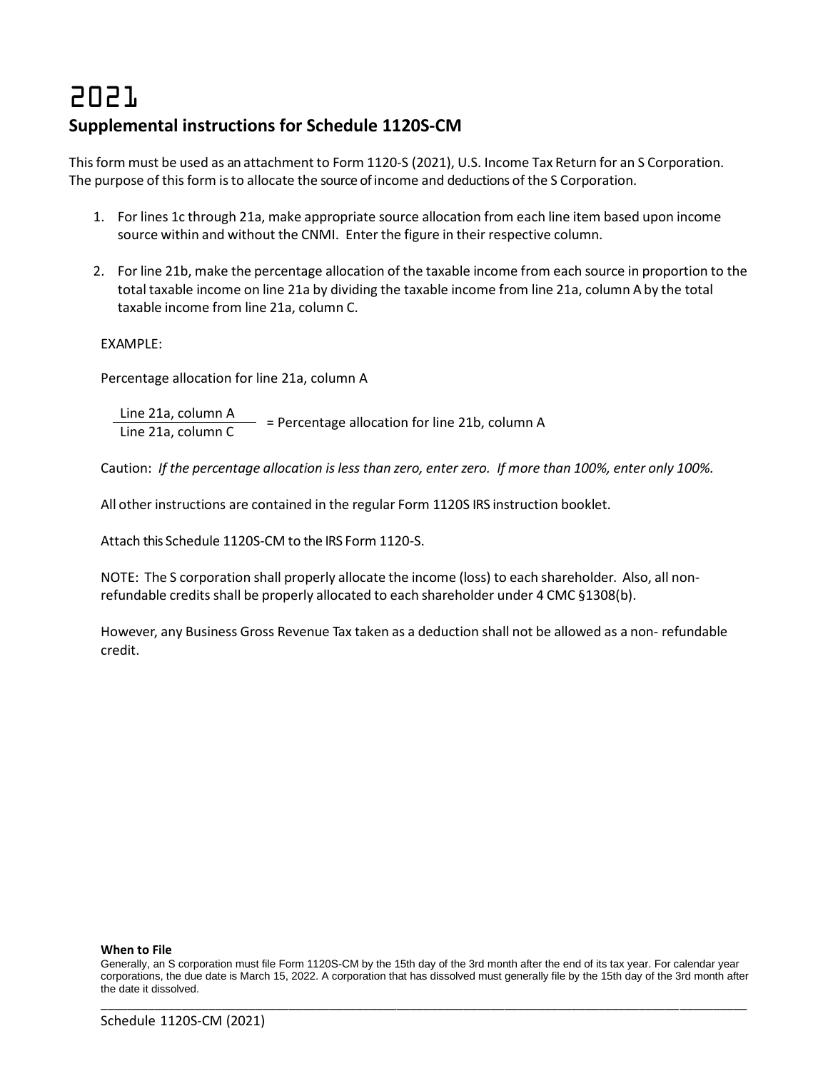# 2021

## Supplemental instructions for Schedule 1120S-CM

This form must be used as an attachment to Form 1120-S (2021), U.S. Income Tax Return for an S Corporation. The purpose of this form is to allocate the source of income and deductions of the S Corporation.

1. For lines 1c through 21a, make appropriate source allocation from each line item based upon income source within and without the CNMI. Enter the figure in their respective column.
2. For line 21b, make the percentage allocation of the taxable income from each source in proportion to the total taxable income on line 21a by dividing the taxable income from line 21a, column A by the total taxable income from line 21a, column C.

EXAMPLE:

Percentage allocation for line 21a, column A

$$\frac{\text{Line 21a, column A}}{\text{Line 21a, column C}} = \text{Percentage allocation for line 21b, column A}$$

Caution: *If the percentage allocation is less than zero, enter zero. If more than 100%, enter only 100%.*

All other instructions are contained in the regular Form 1120S IRS instruction booklet.

Attach this Schedule 1120S-CM to the IRS Form 1120-S.

NOTE: The S corporation shall properly allocate the income (loss) to each shareholder. Also, all non-refundable credits shall be properly allocated to each shareholder under 4 CMC §1308(b).

However, any Business Gross Revenue Tax taken as a deduction shall not be allowed as a non- refundable credit.

**When to File**

Generally, an S corporation must file Form 1120S-CM by the 15th day of the 3rd month after the end of its tax year. For calendar year corporations, the due date is March 15, 2022. A corporation that has dissolved must generally file by the 15th day of the 3rd month after the date it dissolved.

Schedule 1120S-CM (2021)